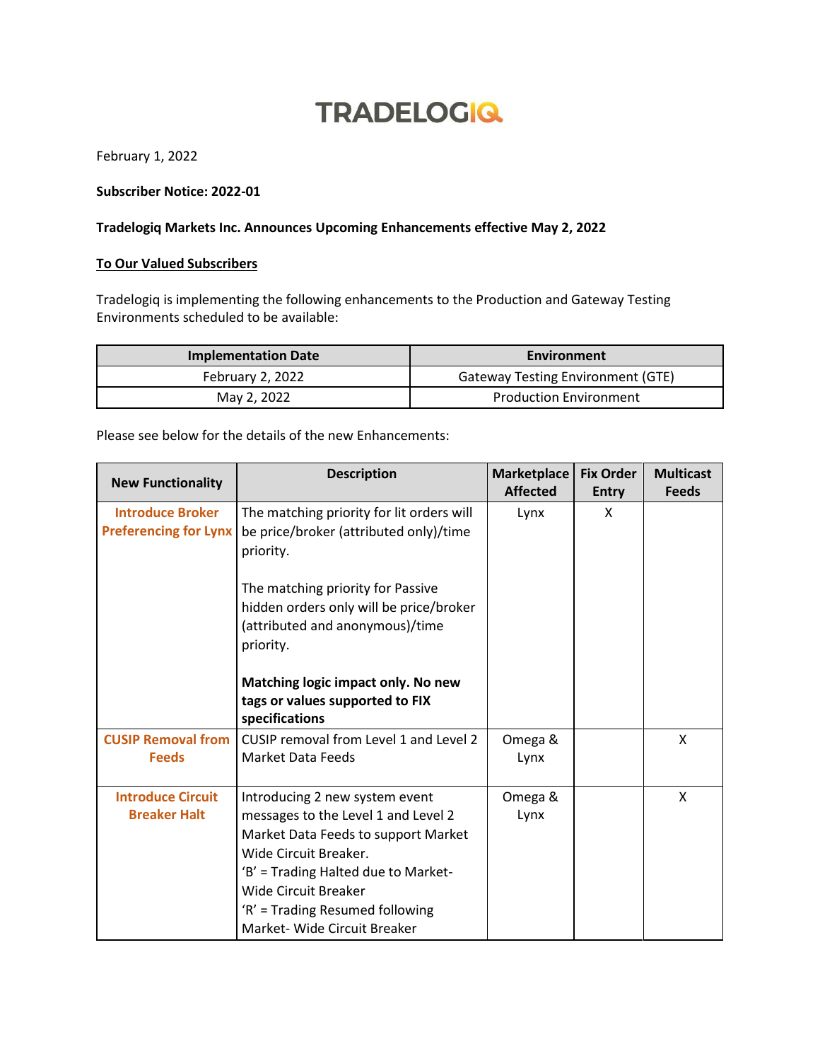# TRADELOGIQ

February 1, 2022

**Subscriber Notice: 2022-01**

**Tradelogiq Markets Inc. Announces Upcoming Enhancements effective May 2, 2022**

**To Our Valued Subscribers**

Tradelogiq is implementing the following enhancements to the Production and Gateway Testing Environments scheduled to be available:

| Implementation Date | Environment |
|---|---|
| February 2, 2022 | Gateway Testing Environment (GTE) |
| May 2, 2022 | Production Environment |

Please see below for the details of the new Enhancements:

| New Functionality | Description | Marketplace Affected | Fix Order Entry | Multicast Feeds |
|---|---|---|---|---|
| **Introduce Broker Preferencing for Lynx** | The matching priority for lit orders will be price/broker (attributed only)/time priority.<br><br>The matching priority for Passive hidden orders only will be price/broker (attributed and anonymous)/time priority.<br><br>**Matching logic impact only. No new tags or values supported to FIX specifications** | Lynx | X | |
| **CUSIP Removal from Feeds** | CUSIP removal from Level 1 and Level 2 Market Data Feeds | Omega & Lynx | | X |
| **Introduce Circuit Breaker Halt** | Introducing 2 new system event messages to the Level 1 and Level 2 Market Data Feeds to support Market Wide Circuit Breaker.<br>'B' = Trading Halted due to Market-Wide Circuit Breaker<br>'R' = Trading Resumed following Market- Wide Circuit Breaker | Omega & Lynx | | X |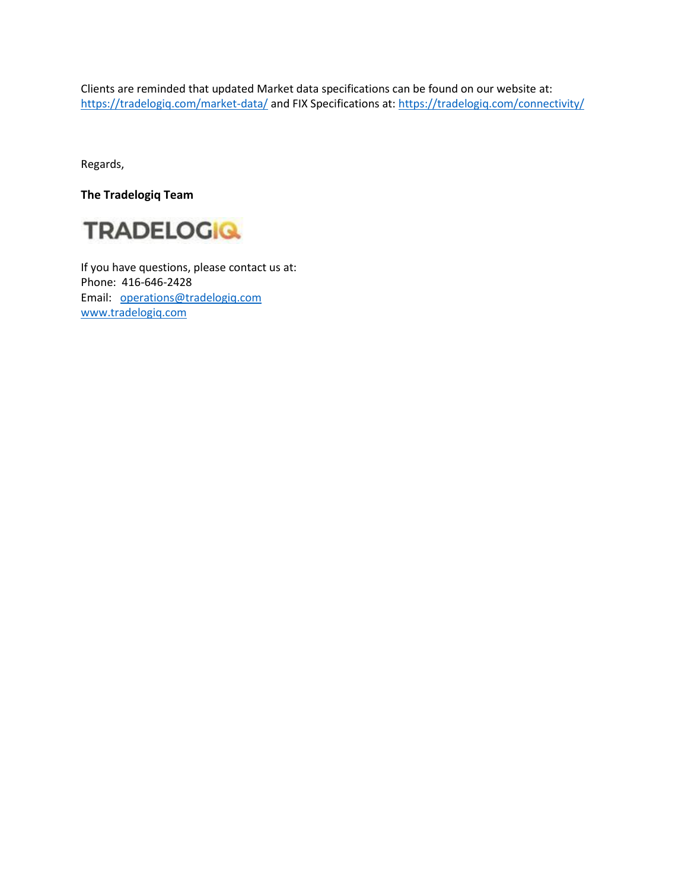Clients are reminded that updated Market data specifications can be found on our website at: https://tradelogiq.com/market-data/ and FIX Specifications at: https://tradelogiq.com/connectivity/

Regards,

**The Tradelogiq Team**

TRADELOGIQ

If you have questions, please contact us at:
Phone: 416-646-2428
Email: operations@tradelogiq.com
www.tradelogiq.com